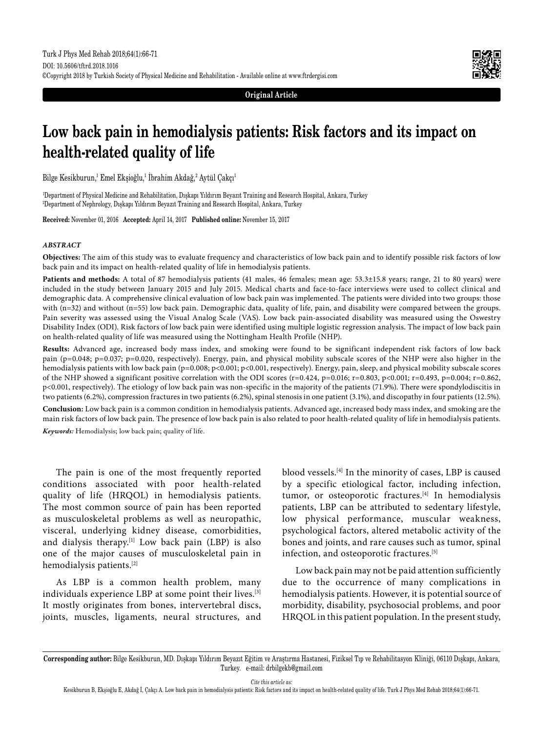Original Article

# Low back pain in hemodialysis patients: Risk factors and its impact on health-related quality of life

Bilge Kesikburun,[1] Emel Ekşioğlu,[1] İbrahim Akdağ,[2] Aytül Çakçı[1]

[1]Department of Physical Medicine and Rehabilitation, Dışkapı Yıldırım Beyazıt Training and Research Hospital, Ankara, Turkey
[2]Department of Nephrology, Dışkapı Yıldırım Beyazıt Training and Research Hospital, Ankara, Turkey

**Received:** November 01, 2016 **Accepted:** April 14, 2017 **Published online:** November 15, 2017

### *ABSTRACT*

**Objectives:** The aim of this study was to evaluate frequency and characteristics of low back pain and to identify possible risk factors of low back pain and its impact on health-related quality of life in hemodialysis patients.

**Patients and methods:** A total of 87 hemodialysis patients (41 males, 46 females; mean age: 53.3±15.8 years; range, 21 to 80 years) were included in the study between January 2015 and July 2015. Medical charts and face-to-face interviews were used to collect clinical and demographic data. A comprehensive clinical evaluation of low back pain was implemented. The patients were divided into two groups: those with (n=32) and without (n=55) low back pain. Demographic data, quality of life, pain, and disability were compared between the groups. Pain severity was assessed using the Visual Analog Scale (VAS). Low back pain-associated disability was measured using the Oswestry Disability Index (ODI). Risk factors of low back pain were identified using multiple logistic regression analysis. The impact of low back pain on health-related quality of life was measured using the Nottingham Health Profile (NHP).

**Results:** Advanced age, increased body mass index, and smoking were found to be significant independent risk factors of low back pain (p=0.048; p=0.037; p=0.020, respectively). Energy, pain, and physical mobility subscale scores of the NHP were also higher in the hemodialysis patients with low back pain (p=0.008; p<0.001; p<0.001, respectively). Energy, pain, sleep, and physical mobility subscale scores of the NHP showed a significant positive correlation with the ODI scores (r=0.424, p=0.016; r=0.803, p<0.001; r=0.493, p=0.004; r=0.862, p<0.001, respectively). The etiology of low back pain was non-specific in the majority of the patients (71.9%). There were spondylodiscitis in two patients (6.2%), compression fractures in two patients (6.2%), spinal stenosis in one patient (3.1%), and discopathy in four patients (12.5%).

**Conclusion:** Low back pain is a common condition in hemodialysis patients. Advanced age, increased body mass index, and smoking are the main risk factors of low back pain. The presence of low back pain is also related to poor health-related quality of life in hemodialysis patients.

***Keywords:*** Hemodialysis; low back pain; quality of life.

The pain is one of the most frequently reported conditions associated with poor health-related quality of life (HRQOL) in hemodialysis patients. The most common source of pain has been reported as musculoskeletal problems as well as neuropathic, visceral, underlying kidney disease, comorbidities, and dialysis therapy.[1] Low back pain (LBP) is also one of the major causes of musculoskeletal pain in hemodialysis patients.[2]

As LBP is a common health problem, many individuals experience LBP at some point their lives.[3] It mostly originates from bones, intervertebral discs, joints, muscles, ligaments, neural structures, and blood vessels.[4] In the minority of cases, LBP is caused by a specific etiological factor, including infection, tumor, or osteoporotic fractures.[4] In hemodialysis patients, LBP can be attributed to sedentary lifestyle, low physical performance, muscular weakness, psychological factors, altered metabolic activity of the bones and joints, and rare causes such as tumor, spinal infection, and osteoporotic fractures.[5]

Low back pain may not be paid attention sufficiently due to the occurrence of many complications in hemodialysis patients. However, it is potential source of morbidity, disability, psychosocial problems, and poor HRQOL in this patient population. In the present study,

**Corresponding author:** Bilge Kesikburun, MD. Dışkapı Yıldırım Beyazıt Eğitim ve Araştırma Hastanesi, Fiziksel Tıp ve Rehabilitasyon Kliniği, 06110 Dışkapı, Ankara, Turkey. e-mail: drbilgekb@gmail.com

*Cite this article as:*
Kesikburun B, Ekşioğlu E, Akdağ İ, Çakçı A. Low back pain in hemodialysis patients: Risk factors and its impact on health-related quality of life. Turk J Phys Med Rehab 2018;64(1):66-71.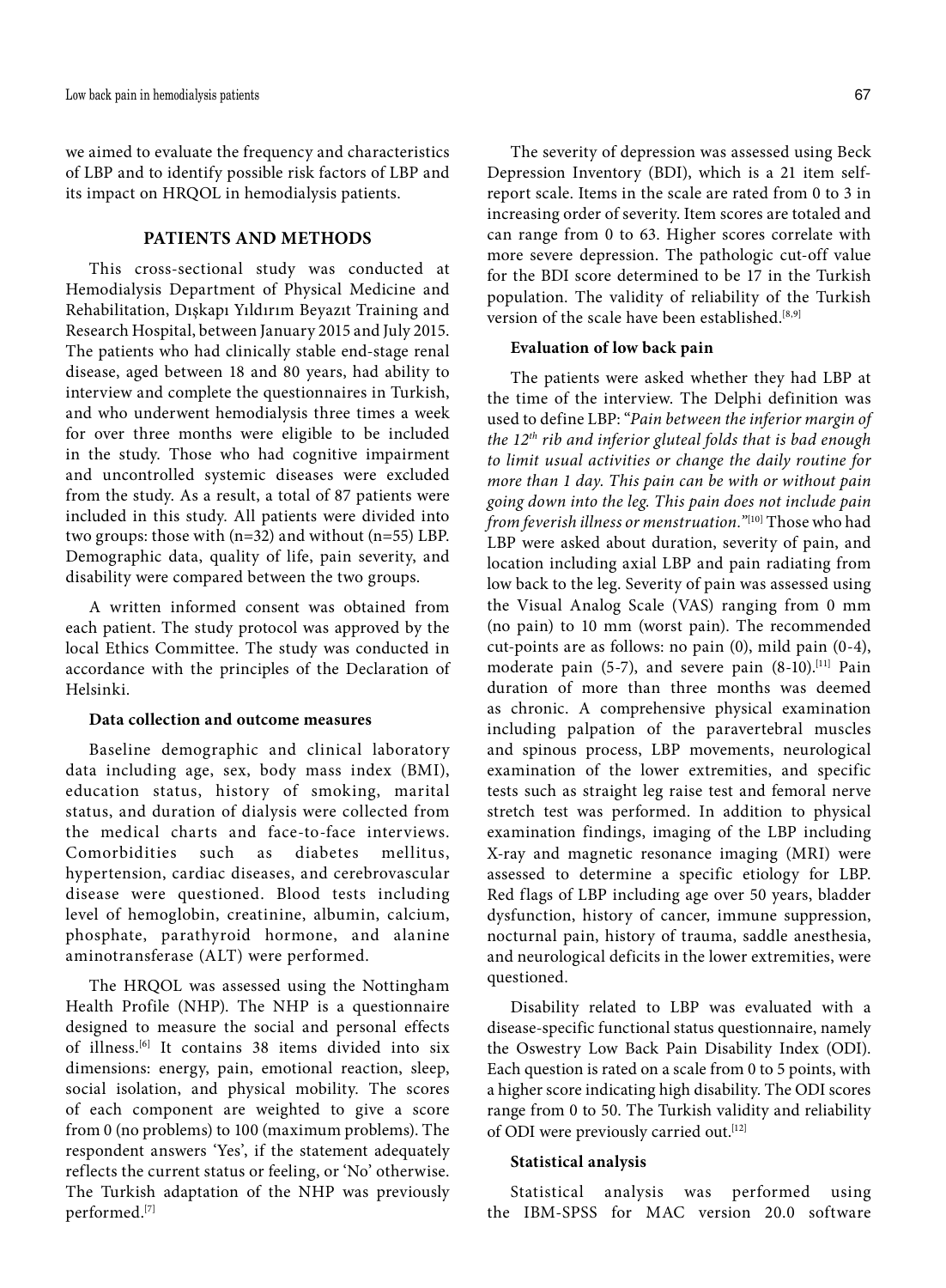we aimed to evaluate the frequency and characteristics of LBP and to identify possible risk factors of LBP and its impact on HRQOL in hemodialysis patients.

## PATIENTS AND METHODS

This cross-sectional study was conducted at Hemodialysis Department of Physical Medicine and Rehabilitation, Dışkapı Yıldırım Beyazıt Training and Research Hospital, between January 2015 and July 2015. The patients who had clinically stable end-stage renal disease, aged between 18 and 80 years, had ability to interview and complete the questionnaires in Turkish, and who underwent hemodialysis three times a week for over three months were eligible to be included in the study. Those who had cognitive impairment and uncontrolled systemic diseases were excluded from the study. As a result, a total of 87 patients were included in this study. All patients were divided into two groups: those with (n=32) and without (n=55) LBP. Demographic data, quality of life, pain severity, and disability were compared between the two groups.

A written informed consent was obtained from each patient. The study protocol was approved by the local Ethics Committee. The study was conducted in accordance with the principles of the Declaration of Helsinki.

### Data collection and outcome measures

Baseline demographic and clinical laboratory data including age, sex, body mass index (BMI), education status, history of smoking, marital status, and duration of dialysis were collected from the medical charts and face-to-face interviews. Comorbidities such as diabetes mellitus, hypertension, cardiac diseases, and cerebrovascular disease were questioned. Blood tests including level of hemoglobin, creatinine, albumin, calcium, phosphate, parathyroid hormone, and alanine aminotransferase (ALT) were performed.

The HRQOL was assessed using the Nottingham Health Profile (NHP). The NHP is a questionnaire designed to measure the social and personal effects of illness.[6] It contains 38 items divided into six dimensions: energy, pain, emotional reaction, sleep, social isolation, and physical mobility. The scores of each component are weighted to give a score from 0 (no problems) to 100 (maximum problems). The respondent answers 'Yes', if the statement adequately reflects the current status or feeling, or 'No' otherwise. The Turkish adaptation of the NHP was previously performed.[7]

The severity of depression was assessed using Beck Depression Inventory (BDI), which is a 21 item self-report scale. Items in the scale are rated from 0 to 3 in increasing order of severity. Item scores are totaled and can range from 0 to 63. Higher scores correlate with more severe depression. The pathologic cut-off value for the BDI score determined to be 17 in the Turkish population. The validity of reliability of the Turkish version of the scale have been established.[8,9]

### Evaluation of low back pain

The patients were asked whether they had LBP at the time of the interview. The Delphi definition was used to define LBP: "*Pain between the inferior margin of the 12th rib and inferior gluteal folds that is bad enough to limit usual activities or change the daily routine for more than 1 day. This pain can be with or without pain going down into the leg. This pain does not include pain from feverish illness or menstruation.*"[10] Those who had LBP were asked about duration, severity of pain, and location including axial LBP and pain radiating from low back to the leg. Severity of pain was assessed using the Visual Analog Scale (VAS) ranging from 0 mm (no pain) to 10 mm (worst pain). The recommended cut-points are as follows: no pain (0), mild pain (0-4), moderate pain (5-7), and severe pain (8-10).[11] Pain duration of more than three months was deemed as chronic. A comprehensive physical examination including palpation of the paravertebral muscles and spinous process, LBP movements, neurological examination of the lower extremities, and specific tests such as straight leg raise test and femoral nerve stretch test was performed. In addition to physical examination findings, imaging of the LBP including X-ray and magnetic resonance imaging (MRI) were assessed to determine a specific etiology for LBP. Red flags of LBP including age over 50 years, bladder dysfunction, history of cancer, immune suppression, nocturnal pain, history of trauma, saddle anesthesia, and neurological deficits in the lower extremities, were questioned.

Disability related to LBP was evaluated with a disease-specific functional status questionnaire, namely the Oswestry Low Back Pain Disability Index (ODI). Each question is rated on a scale from 0 to 5 points, with a higher score indicating high disability. The ODI scores range from 0 to 50. The Turkish validity and reliability of ODI were previously carried out.[12]

### Statistical analysis

Statistical analysis was performed using the IBM-SPSS for MAC version 20.0 software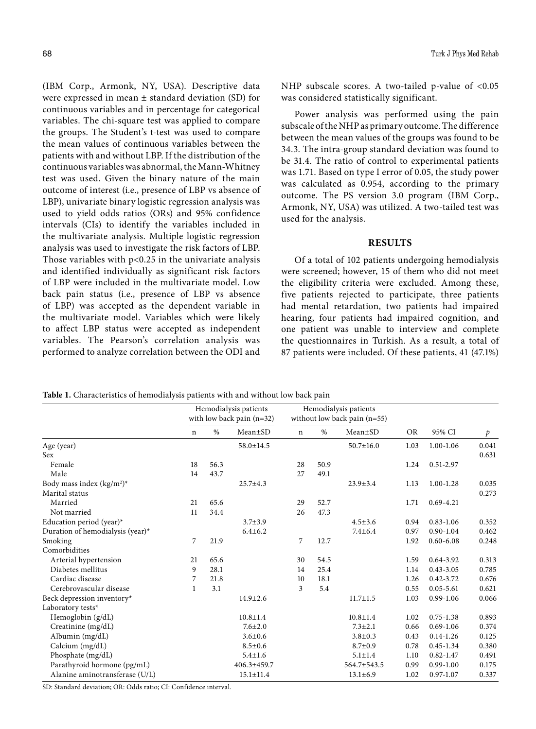(IBM Corp., Armonk, NY, USA). Descriptive data were expressed in mean ± standard deviation (SD) for continuous variables and in percentage for categorical variables. The chi-square test was applied to compare the groups. The Student's t-test was used to compare the mean values of continuous variables between the patients with and without LBP. If the distribution of the continuous variables was abnormal, the Mann-Whitney test was used. Given the binary nature of the main outcome of interest (i.e., presence of LBP vs absence of LBP), univariate binary logistic regression analysis was used to yield odds ratios (ORs) and 95% confidence intervals (CIs) to identify the variables included in the multivariate analysis. Multiple logistic regression analysis was used to investigate the risk factors of LBP. Those variables with $p<0.25$ in the univariate analysis and identified individually as significant risk factors of LBP were included in the multivariate model. Low back pain status (i.e., presence of LBP vs absence of LBP) was accepted as the dependent variable in the multivariate model. Variables which were likely to affect LBP status were accepted as independent variables. The Pearson's correlation analysis was performed to analyze correlation between the ODI and NHP subscale scores. A two-tailed p-value of $<0.05$ was considered statistically significant.

Power analysis was performed using the pain subscale of the NHP as primary outcome. The difference between the mean values of the groups was found to be 34.3. The intra-group standard deviation was found to be 31.4. The ratio of control to experimental patients was 1.71. Based on type I error of 0.05, the study power was calculated as 0.954, according to the primary outcome. The PS version 3.0 program (IBM Corp., Armonk, NY, USA) was utilized. A two-tailed test was used for the analysis.

## RESULTS

Of a total of 102 patients undergoing hemodialysis were screened; however, 15 of them who did not meet the eligibility criteria were excluded. Among these, five patients rejected to participate, three patients had mental retardation, two patients had impaired hearing, four patients had impaired cognition, and one patient was unable to interview and complete the questionnaires in Turkish. As a result, a total of 87 patients were included. Of these patients, 41 (47.1%)

**Table 1.** Characteristics of hemodialysis patients with and without low back pain

| | Hemodialysis patients with low back pain (n=32) | | | Hemodialysis patients without low back pain (n=55) | | | | | |
|---|---|---|---|---|---|---|---|---|---|
| | n | % | Mean±SD | n | % | Mean±SD | OR | 95% CI | *p* |
| Age (year) | | | 58.0±14.5 | | | 50.7±16.0 | 1.03 | 1.00-1.06 | 0.041 |
| Sex | | | | | | | | | 0.631 |
| Female | 18 | 56.3 | | 28 | 50.9 | | 1.24 | 0.51-2.97 | |
| Male | 14 | 43.7 | | 27 | 49.1 | | | | |
| Body mass index (kg/m²)* | | | 25.7±4.3 | | | 23.9±3.4 | 1.13 | 1.00-1.28 | 0.035 |
| Marital status | | | | | | | | | 0.273 |
| Married | 21 | 65.6 | | 29 | 52.7 | | 1.71 | 0.69-4.21 | |
| Not married | 11 | 34.4 | | 26 | 47.3 | | | | |
| Education period (year)* | | | 3.7±3.9 | | | 4.5±3.6 | 0.94 | 0.83-1.06 | 0.352 |
| Duration of hemodialysis (year)* | | | 6.4±6.2 | | | 7.4±6.4 | 0.97 | 0.90-1.04 | 0.462 |
| Smoking | 7 | 21.9 | | 7 | 12.7 | | 1.92 | 0.60-6.08 | 0.248 |
| Comorbidities | | | | | | | | | |
| Arterial hypertension | 21 | 65.6 | | 30 | 54.5 | | 1.59 | 0.64-3.92 | 0.313 |
| Diabetes mellitus | 9 | 28.1 | | 14 | 25.4 | | 1.14 | 0.43-3.05 | 0.785 |
| Cardiac disease | 7 | 21.8 | | 10 | 18.1 | | 1.26 | 0.42-3.72 | 0.676 |
| Cerebrovascular disease | 1 | 3.1 | | 3 | 5.4 | | 0.55 | 0.05-5.61 | 0.621 |
| Beck depression inventory* | | | 14.9±2.6 | | | 11.7±1.5 | 1.03 | 0.99-1.06 | 0.066 |
| Laboratory tests* | | | | | | | | | |
| Hemoglobin (g/dL) | | | 10.8±1.4 | | | 10.8±1.4 | 1.02 | 0.75-1.38 | 0.893 |
| Creatinine (mg/dL) | | | 7.6±2.0 | | | 7.3±2.1 | 0.66 | 0.69-1.06 | 0.374 |
| Albumin (mg/dL) | | | 3.6±0.6 | | | 3.8±0.3 | 0.43 | 0.14-1.26 | 0.125 |
| Calcium (mg/dL) | | | 8.5±0.6 | | | 8.7±0.9 | 0.78 | 0.45-1.34 | 0.380 |
| Phosphate (mg/dL) | | | 5.4±1.6 | | | 5.1±1.4 | 1.10 | 0.82-1.47 | 0.491 |
| Parathyroid hormone (pg/mL) | | | 406.3±459.7 | | | 564.7±543.5 | 0.99 | 0.99-1.00 | 0.175 |
| Alanine aminotransferase (U/L) | | | 15.1±11.4 | | | 13.1±6.9 | 1.02 | 0.97-1.07 | 0.337 |

SD: Standard deviation; OR: Odds ratio; CI: Confidence interval.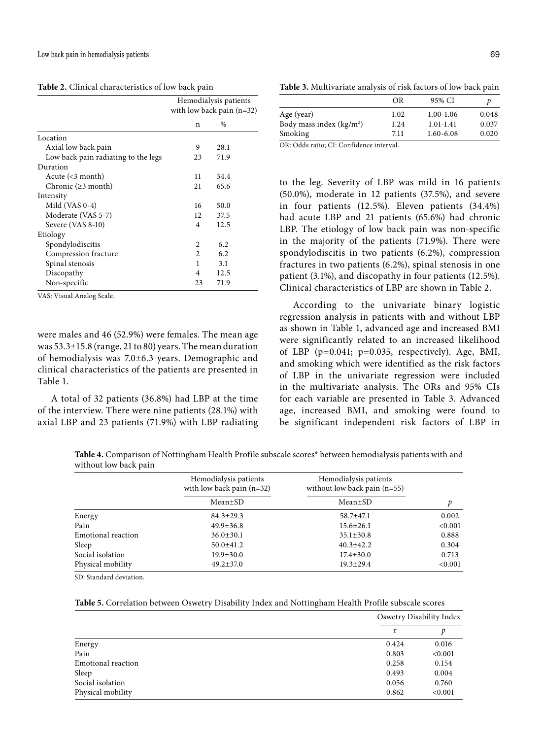**Table 2.** Clinical characteristics of low back pain

| | Hemodialysis patients with low back pain (n=32) | |
|---|---|---|
| | n | % |
| Location | | |
| Axial low back pain | 9 | 28.1 |
| Low back pain radiating to the legs | 23 | 71.9 |
| Duration | | |
| Acute (<3 month) | 11 | 34.4 |
| Chronic (≥3 month) | 21 | 65.6 |
| Intensity | | |
| Mild (VAS 0-4) | 16 | 50.0 |
| Moderate (VAS 5-7) | 12 | 37.5 |
| Severe (VAS 8-10) | 4 | 12.5 |
| Etiology | | |
| Spondylodiscitis | 2 | 6.2 |
| Compression fracture | 2 | 6.2 |
| Spinal stenosis | 1 | 3.1 |
| Discopathy | 4 | 12.5 |
| Non-specific | 23 | 71.9 |

VAS: Visual Analog Scale.

were males and 46 (52.9%) were females. The mean age was 53.3±15.8 (range, 21 to 80) years. The mean duration of hemodialysis was 7.0±6.3 years. Demographic and clinical characteristics of the patients are presented in Table 1.

A total of 32 patients (36.8%) had LBP at the time of the interview. There were nine patients (28.1%) with axial LBP and 23 patients (71.9%) with LBP radiating to the leg. Severity of LBP was mild in 16 patients (50.0%), moderate in 12 patients (37.5%), and severe in four patients (12.5%). Eleven patients (34.4%) had acute LBP and 21 patients (65.6%) had chronic LBP. The etiology of low back pain was non-specific in the majority of the patients (71.9%). There were spondylodiscitis in two patients (6.2%), compression fractures in two patients (6.2%), spinal stenosis in one patient (3.1%), and discopathy in four patients (12.5%). Clinical characteristics of LBP are shown in Table 2.

According to the univariate binary logistic regression analysis in patients with and without LBP as shown in Table 1, advanced age and increased BMI were significantly related to an increased likelihood of LBP ($p$=0.041; $p$=0.035, respectively). Age, BMI, and smoking which were identified as the risk factors of LBP in the univariate regression were included in the multivariate analysis. The ORs and 95% CIs for each variable are presented in Table 3. Advanced age, increased BMI, and smoking were found to be significant independent risk factors of LBP in

**Table 3.** Multivariate analysis of risk factors of low back pain

| | OR | 95% CI | $p$ |
|---|---|---|---|
| Age (year) | 1.02 | 1.00-1.06 | 0.048 |
| Body mass index (kg/m$^2$) | 1.24 | 1.01-1.41 | 0.037 |
| Smoking | 7.11 | 1.60-6.08 | 0.020 |

OR: Odds ratio; CI: Confidence interval.

**Table 4.** Comparison of Nottingham Health Profile subscale scores* between hemodialysis patients with and without low back pain

| | Hemodialysis patients with low back pain (n=32) | Hemodialysis patients without low back pain (n=55) | |
|---|---|---|---|
| | Mean±SD | Mean±SD | $p$ |
| Energy | 84.3±29.3 | 58.7±47.1 | 0.002 |
| Pain | 49.9±36.8 | 15.6±26.1 | <0.001 |
| Emotional reaction | 36.0±30.1 | 35.1±30.8 | 0.888 |
| Sleep | 50.0±41.2 | 40.3±42.2 | 0.304 |
| Social isolation | 19.9±30.0 | 17.4±30.0 | 0.713 |
| Physical mobility | 49.2±37.0 | 19.3±29.4 | <0.001 |

SD: Standard deviation.

**Table 5.** Correlation between Oswetry Disability Index and Nottingham Health Profile subscale scores

| | Oswetry Disability Index | |
|---|---|---|
| | r | $p$ |
| Energy | 0.424 | 0.016 |
| Pain | 0.803 | <0.001 |
| Emotional reaction | 0.258 | 0.154 |
| Sleep | 0.493 | 0.004 |
| Social isolation | 0.056 | 0.760 |
| Physical mobility | 0.862 | <0.001 |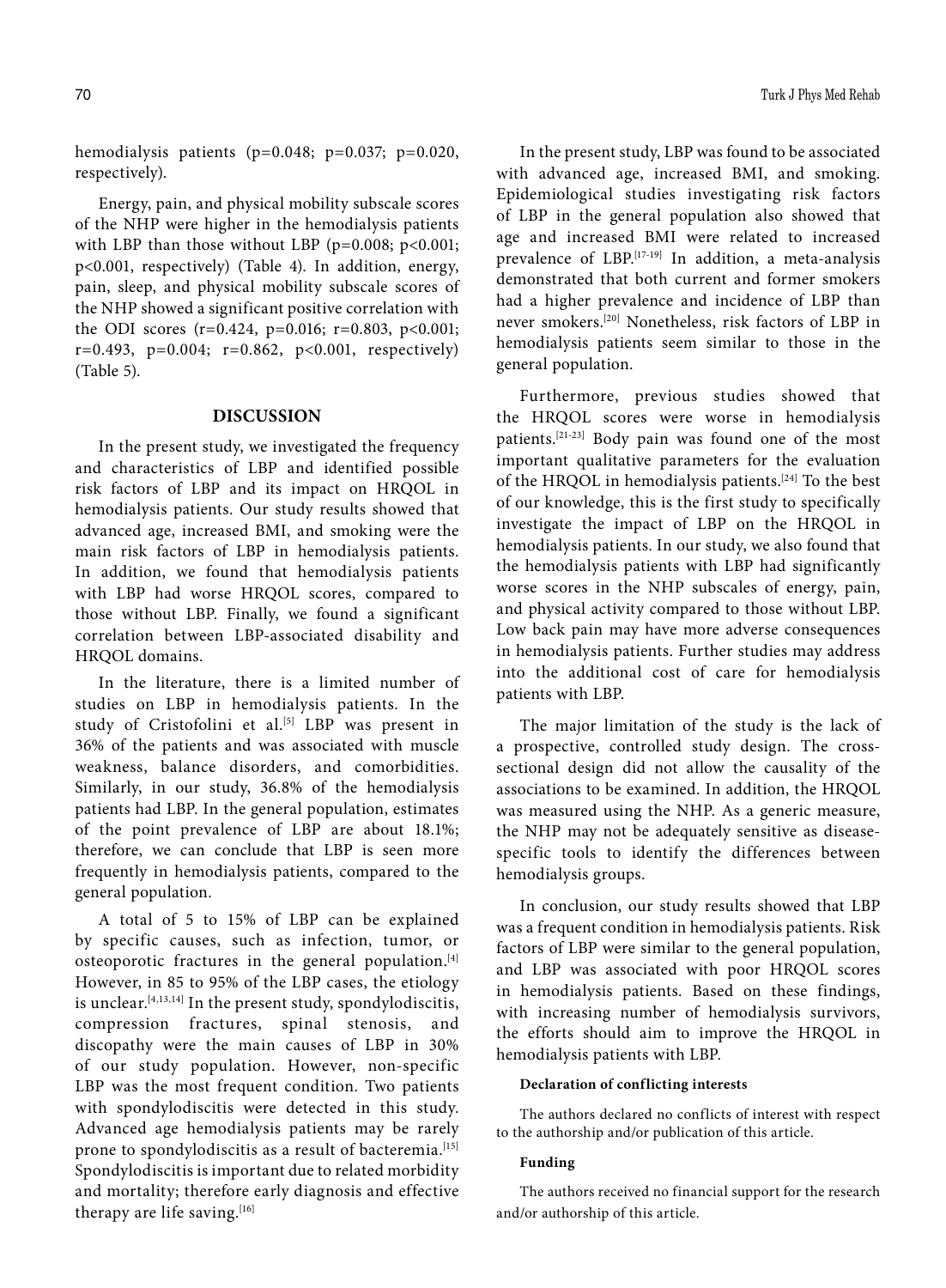hemodialysis patients (p=0.048; p=0.037; p=0.020, respectively).

Energy, pain, and physical mobility subscale scores of the NHP were higher in the hemodialysis patients with LBP than those without LBP (p=0.008; p<0.001; p<0.001, respectively) (Table 4). In addition, energy, pain, sleep, and physical mobility subscale scores of the NHP showed a significant positive correlation with the ODI scores (r=0.424, p=0.016; r=0.803, p<0.001; r=0.493, p=0.004; r=0.862, p<0.001, respectively) (Table 5).

## DISCUSSION

In the present study, we investigated the frequency and characteristics of LBP and identified possible risk factors of LBP and its impact on HRQOL in hemodialysis patients. Our study results showed that advanced age, increased BMI, and smoking were the main risk factors of LBP in hemodialysis patients. In addition, we found that hemodialysis patients with LBP had worse HRQOL scores, compared to those without LBP. Finally, we found a significant correlation between LBP-associated disability and HRQOL domains.

In the literature, there is a limited number of studies on LBP in hemodialysis patients. In the study of Cristofolini et al.[5] LBP was present in 36% of the patients and was associated with muscle weakness, balance disorders, and comorbidities. Similarly, in our study, 36.8% of the hemodialysis patients had LBP. In the general population, estimates of the point prevalence of LBP are about 18.1%; therefore, we can conclude that LBP is seen more frequently in hemodialysis patients, compared to the general population.

A total of 5 to 15% of LBP can be explained by specific causes, such as infection, tumor, or osteoporotic fractures in the general population.[4] However, in 85 to 95% of the LBP cases, the etiology is unclear.[4,13,14] In the present study, spondylodiscitis, compression fractures, spinal stenosis, and discopathy were the main causes of LBP in 30% of our study population. However, non-specific LBP was the most frequent condition. Two patients with spondylodiscitis were detected in this study. Advanced age hemodialysis patients may be rarely prone to spondylodiscitis as a result of bacteremia.[15] Spondylodiscitis is important due to related morbidity and mortality; therefore early diagnosis and effective therapy are life saving.[16]

In the present study, LBP was found to be associated with advanced age, increased BMI, and smoking. Epidemiological studies investigating risk factors of LBP in the general population also showed that age and increased BMI were related to increased prevalence of LBP.[17-19] In addition, a meta-analysis demonstrated that both current and former smokers had a higher prevalence and incidence of LBP than never smokers.[20] Nonetheless, risk factors of LBP in hemodialysis patients seem similar to those in the general population.

Furthermore, previous studies showed that the HRQOL scores were worse in hemodialysis patients.[21-23] Body pain was found one of the most important qualitative parameters for the evaluation of the HRQOL in hemodialysis patients.[24] To the best of our knowledge, this is the first study to specifically investigate the impact of LBP on the HRQOL in hemodialysis patients. In our study, we also found that the hemodialysis patients with LBP had significantly worse scores in the NHP subscales of energy, pain, and physical activity compared to those without LBP. Low back pain may have more adverse consequences in hemodialysis patients. Further studies may address into the additional cost of care for hemodialysis patients with LBP.

The major limitation of the study is the lack of a prospective, controlled study design. The cross-sectional design did not allow the causality of the associations to be examined. In addition, the HRQOL was measured using the NHP. As a generic measure, the NHP may not be adequately sensitive as disease-specific tools to identify the differences between hemodialysis groups.

In conclusion, our study results showed that LBP was a frequent condition in hemodialysis patients. Risk factors of LBP were similar to the general population, and LBP was associated with poor HRQOL scores in hemodialysis patients. Based on these findings, with increasing number of hemodialysis survivors, the efforts should aim to improve the HRQOL in hemodialysis patients with LBP.

#### Declaration of conflicting interests

The authors declared no conflicts of interest with respect to the authorship and/or publication of this article.

#### Funding

The authors received no financial support for the research and/or authorship of this article.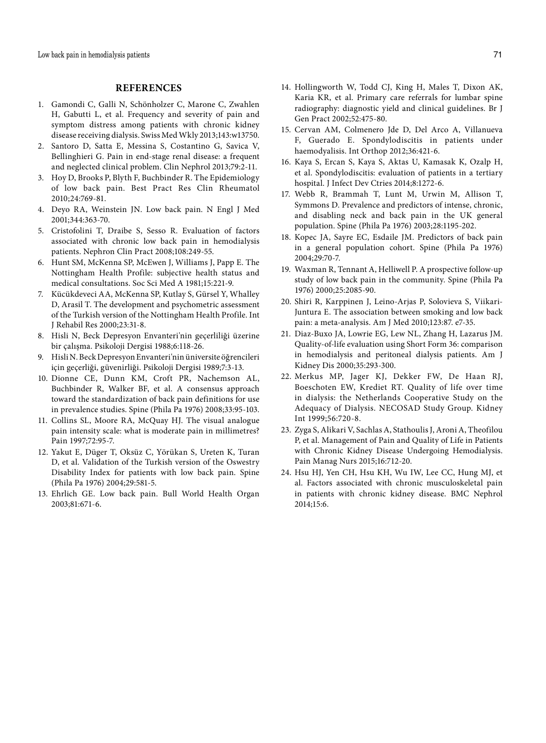## REFERENCES

1. Gamondi C, Galli N, Schönholzer C, Marone C, Zwahlen H, Gabutti L, et al. Frequency and severity of pain and symptom distress among patients with chronic kidney disease receiving dialysis. Swiss Med Wkly 2013;143:w13750.
2. Santoro D, Satta E, Messina S, Costantino G, Savica V, Bellinghieri G. Pain in end-stage renal disease: a frequent and neglected clinical problem. Clin Nephrol 2013;79:2-11.
3. Hoy D, Brooks P, Blyth F, Buchbinder R. The Epidemiology of low back pain. Best Pract Res Clin Rheumatol 2010;24:769-81.
4. Deyo RA, Weinstein JN. Low back pain. N Engl J Med 2001;344:363-70.
5. Cristofolini T, Draibe S, Sesso R. Evaluation of factors associated with chronic low back pain in hemodialysis patients. Nephron Clin Pract 2008;108:249-55.
6. Hunt SM, McKenna SP, McEwen J, Williams J, Papp E. The Nottingham Health Profile: subjective health status and medical consultations. Soc Sci Med A 1981;15:221-9.
7. Kücükdeveci AA, McKenna SP, Kutlay S, Gürsel Y, Whalley D, Arasil T. The development and psychometric assessment of the Turkish version of the Nottingham Health Profile. Int J Rehabil Res 2000;23:31-8.
8. Hisli N, Beck Depresyon Envanteri'nin geçerliliği üzerine bir çalışma. Psikoloji Dergisi 1988;6:118-26.
9. Hisli N. Beck Depresyon Envanteri'nin üniversite öğrencileri için geçerliği, güvenirliği. Psikoloji Dergisi 1989;7:3-13.
10. Dionne CE, Dunn KM, Croft PR, Nachemson AL, Buchbinder R, Walker BF, et al. A consensus approach toward the standardization of back pain definitions for use in prevalence studies. Spine (Phila Pa 1976) 2008;33:95-103.
11. Collins SL, Moore RA, McQuay HJ. The visual analogue pain intensity scale: what is moderate pain in millimetres? Pain 1997;72:95-7.
12. Yakut E, Düger T, Oksüz C, Yörükan S, Ureten K, Turan D, et al. Validation of the Turkish version of the Oswestry Disability Index for patients with low back pain. Spine (Phila Pa 1976) 2004;29:581-5.
13. Ehrlich GE. Low back pain. Bull World Health Organ 2003;81:671-6.
14. Hollingworth W, Todd CJ, King H, Males T, Dixon AK, Karia KR, et al. Primary care referrals for lumbar spine radiography: diagnostic yield and clinical guidelines. Br J Gen Pract 2002;52:475-80.
15. Cervan AM, Colmenero Jde D, Del Arco A, Villanueva F, Guerado E. Spondylodiscitis in patients under haemodyalisis. Int Orthop 2012;36:421-6.
16. Kaya S, Ercan S, Kaya S, Aktas U, Kamasak K, Ozalp H, et al. Spondylodiscitis: evaluation of patients in a tertiary hospital. J Infect Dev Ctries 2014;8:1272-6.
17. Webb R, Brammah T, Lunt M, Urwin M, Allison T, Symmons D. Prevalence and predictors of intense, chronic, and disabling neck and back pain in the UK general population. Spine (Phila Pa 1976) 2003;28:1195-202.
18. Kopec JA, Sayre EC, Esdaile JM. Predictors of back pain in a general population cohort. Spine (Phila Pa 1976) 2004;29:70-7.
19. Waxman R, Tennant A, Helliwell P. A prospective follow-up study of low back pain in the community. Spine (Phila Pa 1976) 2000;25:2085-90.
20. Shiri R, Karppinen J, Leino-Arjas P, Solovieva S, Viikari-Juntura E. The association between smoking and low back pain: a meta-analysis. Am J Med 2010;123:87. e7-35.
21. Diaz-Buxo JA, Lowrie EG, Lew NL, Zhang H, Lazarus JM. Quality-of-life evaluation using Short Form 36: comparison in hemodialysis and peritoneal dialysis patients. Am J Kidney Dis 2000;35:293-300.
22. Merkus MP, Jager KJ, Dekker FW, De Haan RJ, Boeschoten EW, Krediet RT. Quality of life over time in dialysis: the Netherlands Cooperative Study on the Adequacy of Dialysis. NECOSAD Study Group. Kidney Int 1999;56:720-8.
23. Zyga S, Alikari V, Sachlas A, Stathoulis J, Aroni A, Theofilou P, et al. Management of Pain and Quality of Life in Patients with Chronic Kidney Disease Undergoing Hemodialysis. Pain Manag Nurs 2015;16:712-20.
24. Hsu HJ, Yen CH, Hsu KH, Wu IW, Lee CC, Hung MJ, et al. Factors associated with chronic musculoskeletal pain in patients with chronic kidney disease. BMC Nephrol 2014;15:6.